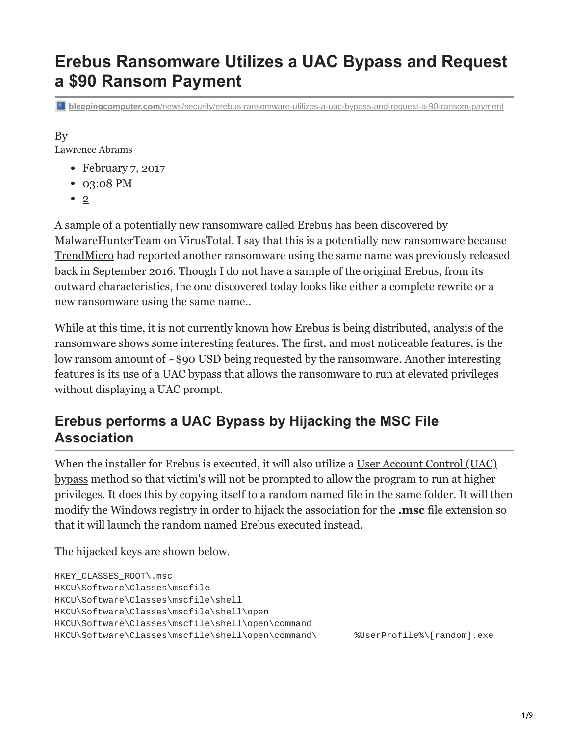# Erebus Ransomware Utilizes a UAC Bypass and Request a $90 Ransom Payment

bleepingcomputer.com/news/security/erebus-ransomware-utilizes-a-uac-bypass-and-request-a-90-ransom-payment

By
Lawrence Abrams

- February 7, 2017
- 03:08 PM
- 2

A sample of a potentially new ransomware called Erebus has been discovered by MalwareHunterTeam on VirusTotal. I say that this is a potentially new ransomware because TrendMicro had reported another ransomware using the same name was previously released back in September 2016. Though I do not have a sample of the original Erebus, from its outward characteristics, the one discovered today looks like either a complete rewrite or a new ransomware using the same name..

While at this time, it is not currently known how Erebus is being distributed, analysis of the ransomware shows some interesting features. The first, and most noticeable features, is the low ransom amount of ~$90 USD being requested by the ransomware. Another interesting features is its use of a UAC bypass that allows the ransomware to run at elevated privileges without displaying a UAC prompt.

## Erebus performs a UAC Bypass by Hijacking the MSC File Association

When the installer for Erebus is executed, it will also utilize a User Account Control (UAC) bypass method so that victim's will not be prompted to allow the program to run at higher privileges. It does this by copying itself to a random named file in the same folder. It will then modify the Windows registry in order to hijack the association for the **.msc** file extension so that it will launch the random named Erebus executed instead.

The hijacked keys are shown below.

```
HKEY_CLASSES_ROOT\.msc
HKCU\Software\Classes\mscfile
HKCU\Software\Classes\mscfile\shell
HKCU\Software\Classes\mscfile\shell\open
HKCU\Software\Classes\mscfile\shell\open\command
HKCU\Software\Classes\mscfile\shell\open\command\       %UserProfile%\[random].exe
```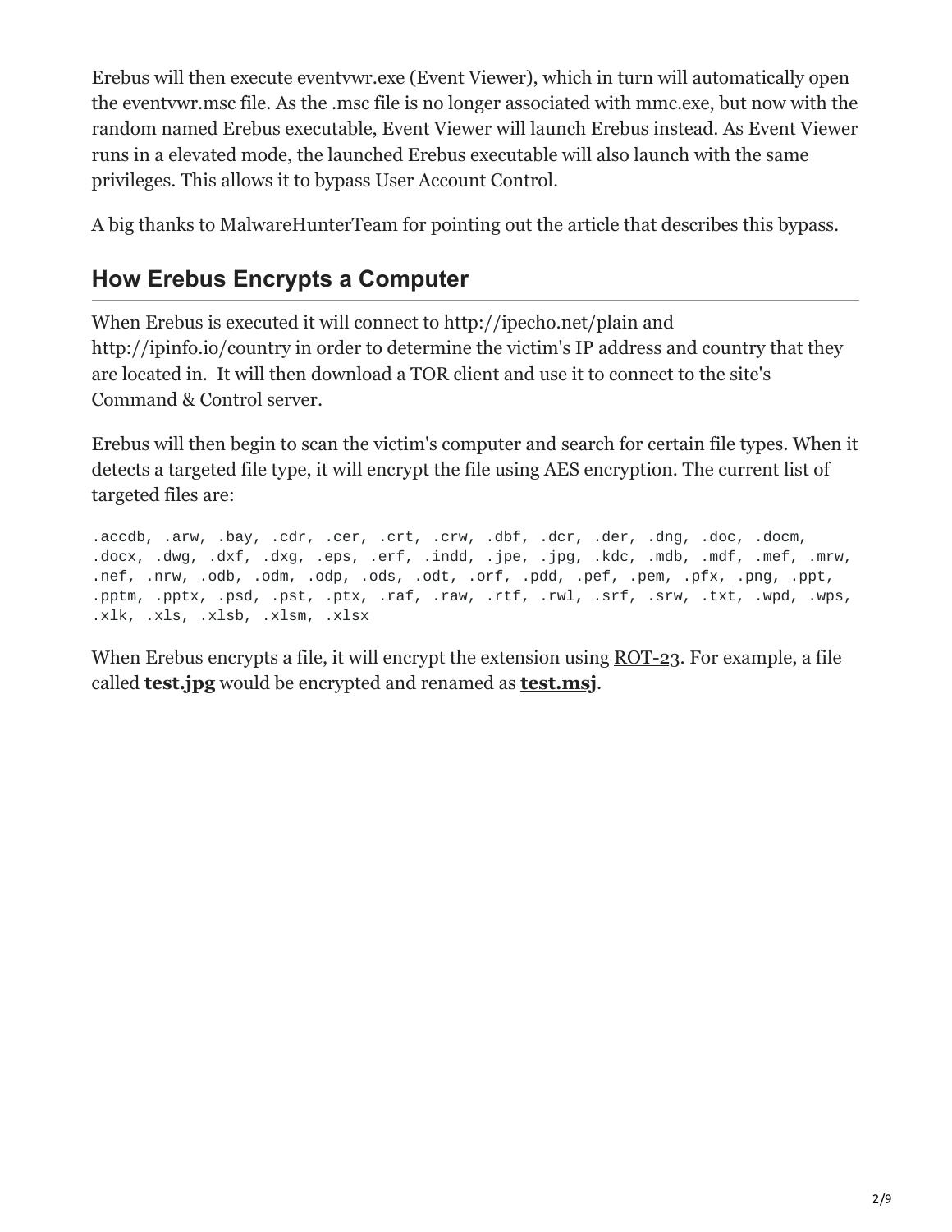Erebus will then execute eventvwr.exe (Event Viewer), which in turn will automatically open the eventvwr.msc file. As the .msc file is no longer associated with mmc.exe, but now with the random named Erebus executable, Event Viewer will launch Erebus instead. As Event Viewer runs in a elevated mode, the launched Erebus executable will also launch with the same privileges. This allows it to bypass User Account Control.

A big thanks to MalwareHunterTeam for pointing out the article that describes this bypass.

## How Erebus Encrypts a Computer

When Erebus is executed it will connect to http://ipecho.net/plain and http://ipinfo.io/country in order to determine the victim's IP address and country that they are located in. It will then download a TOR client and use it to connect to the site's Command & Control server.

Erebus will then begin to scan the victim's computer and search for certain file types. When it detects a targeted file type, it will encrypt the file using AES encryption. The current list of targeted files are:

```
.accdb, .arw, .bay, .cdr, .cer, .crt, .crw, .dbf, .dcr, .der, .dng, .doc, .docm,
.docx, .dwg, .dxf, .dxg, .eps, .erf, .indd, .jpe, .jpg, .kdc, .mdb, .mdf, .mef, .mrw,
.nef, .nrw, .odb, .odm, .odp, .ods, .odt, .orf, .pdd, .pef, .pem, .pfx, .png, .ppt,
.pptm, .pptx, .psd, .pst, .ptx, .raf, .raw, .rtf, .rwl, .srf, .srw, .txt, .wpd, .wps,
.xlk, .xls, .xlsb, .xlsm, .xlsx
```

When Erebus encrypts a file, it will encrypt the extension using ROT-23. For example, a file called **test.jpg** would be encrypted and renamed as **test.msj**.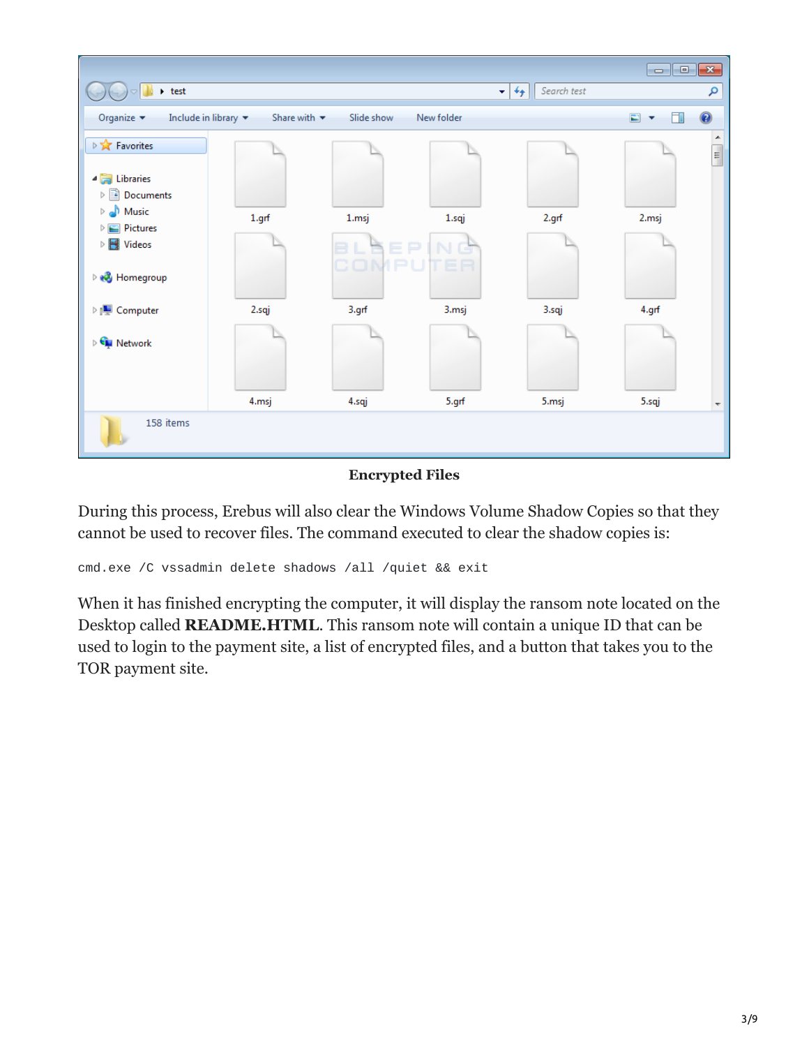**Encrypted Files**

During this process, Erebus will also clear the Windows Volume Shadow Copies so that they cannot be used to recover files. The command executed to clear the shadow copies is:

```
cmd.exe /C vssadmin delete shadows /all /quiet && exit
```

When it has finished encrypting the computer, it will display the ransom note located on the Desktop called **README.HTML**. This ransom note will contain a unique ID that can be used to login to the payment site, a list of encrypted files, and a button that takes you to the TOR payment site.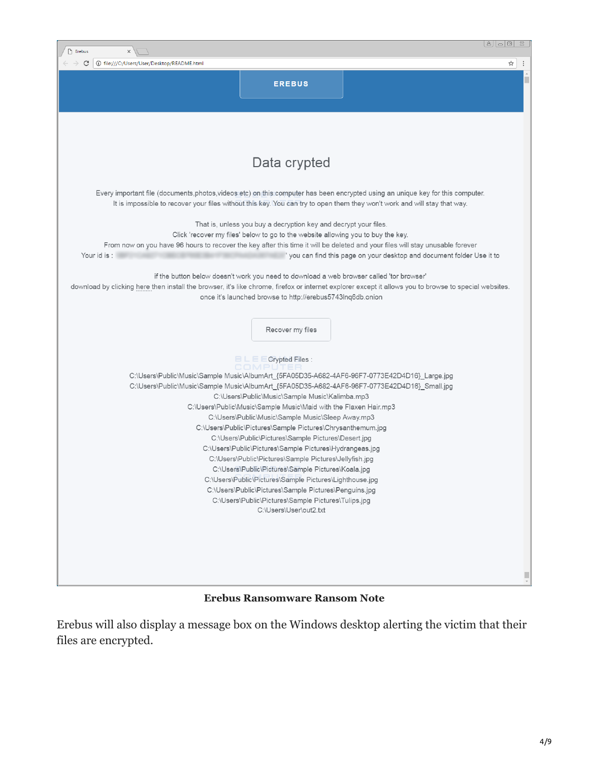EREBUS

Data crypted

Every important file (documents,photos,videos etc) on this computer has been encrypted using an unique key for this computer.
It is impossible to recover your files without this key. You can try to open them they won't work and will stay that way.

That is, unless you buy a decryption key and decrypt your files.
Click 'recover my files' below to go to the website allowing you to buy the key.
From now on you have 96 hours to recover the key after this time it will be deleted and your files will stay unusable forever
Your id is : ' you can find this page on your desktop and document folder Use it to

if the button below doesn't work you need to download a web browser called 'tor browser'
download by clicking here then install the browser, it's like chrome, firefox or internet explorer except it allows you to browse to special websites.
once it's launched browse to http://erebus5743lnq6db.onion

Recover my files

Crypted Files :
C:\Users\Public\Music\Sample Music\AlbumArt_{5FA05D35-A682-4AF6-96F7-0773E42D4D16}_Large.jpg
C:\Users\Public\Music\Sample Music\AlbumArt_{5FA05D35-A682-4AF6-96F7-0773E42D4D16}_Small.jpg
C:\Users\Public\Music\Sample Music\Kalimba.mp3
C:\Users\Public\Music\Sample Music\Maid with the Flaxen Hair.mp3
C:\Users\Public\Music\Sample Music\Sleep Away.mp3
C:\Users\Public\Pictures\Sample Pictures\Chrysanthemum.jpg
C:\Users\Public\Pictures\Sample Pictures\Desert.jpg
C:\Users\Public\Pictures\Sample Pictures\Hydrangeas.jpg
C:\Users\Public\Pictures\Sample Pictures\Jellyfish.jpg
C:\Users\Public\Pictures\Sample Pictures\Koala.jpg
C:\Users\Public\Pictures\Sample Pictures\Lighthouse.jpg
C:\Users\Public\Pictures\Sample Pictures\Penguins.jpg
C:\Users\Public\Pictures\Sample Pictures\Tulips.jpg
C:\Users\User\out2.txt

**Erebus Ransomware Ransom Note**

Erebus will also display a message box on the Windows desktop alerting the victim that their files are encrypted.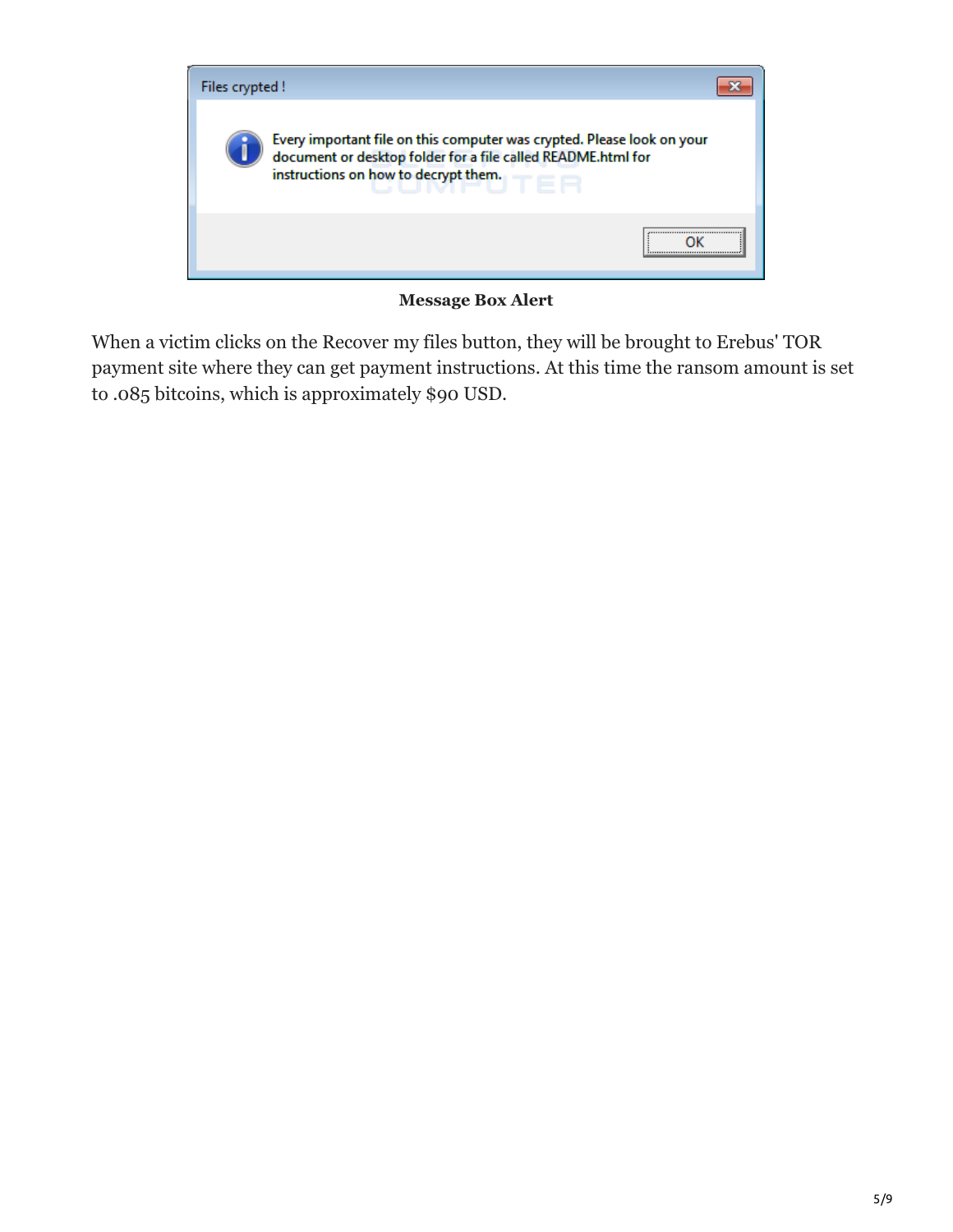**Message Box Alert**

When a victim clicks on the Recover my files button, they will be brought to Erebus' TOR payment site where they can get payment instructions. At this time the ransom amount is set to .085 bitcoins, which is approximately $90 USD.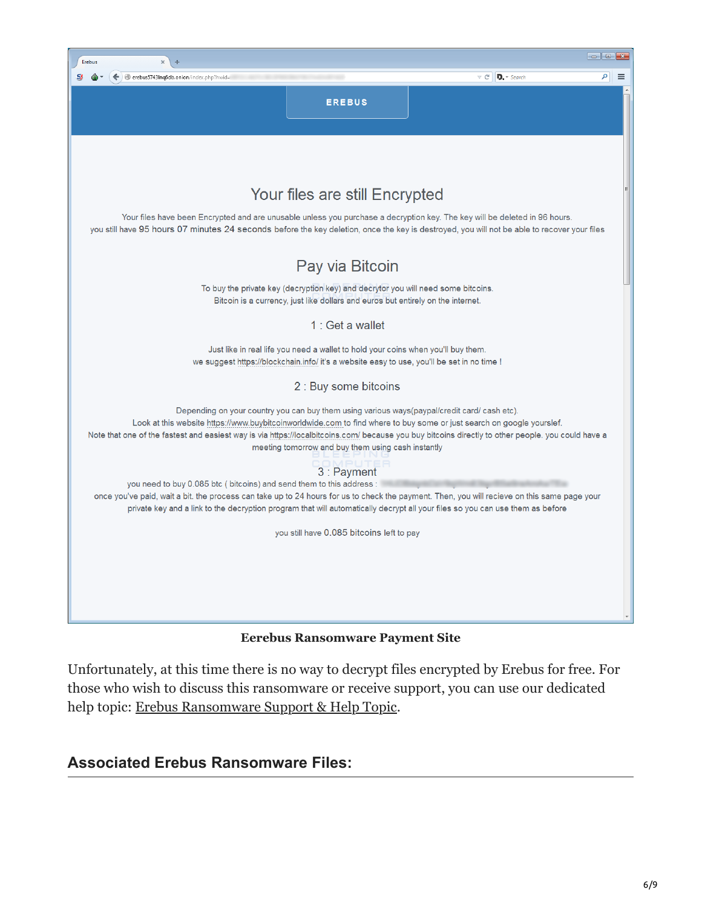EREBUS

Your files are still Encrypted

Your files have been Encrypted and are unusable unless you purchase a decryption key. The key will be deleted in 96 hours.
you still have 95 hours 07 minutes 24 seconds before the key deletion, once the key is destroyed, you will not be able to recover your files

Pay via Bitcoin

To buy the private key (decryption key) and decrytor you will need some bitcoins.
Bitcoin is a currency, just like dollars and euros but entirely on the internet.

1 : Get a wallet

Just like in real life you need a wallet to hold your coins when you'll buy them.
we suggest https://blockchain.info/ it's a website easy to use, you'll be set in no time !

2 : Buy some bitcoins

Depending on your country you can buy them using various ways(paypal/credit card/ cash etc).
Look at this website https://www.buybitcoinworldwide.com to find where to buy some or just search on google yourslef.
Note that one of the fastest and easiest way is via https://localbitcoins.com/ because you buy bitcoins directly to other people. you could have a meeting tomorrow and buy them using cash instantly

3 : Payment

you need to buy 0.085 btc ( bitcoins) and send them to this address :
once you've paid, wait a bit. the process can take up to 24 hours for us to check the payment. Then, you will recieve on this same page your private key and a link to the decryption program that will automatically decrypt all your files so you can use them as before

you still have 0.085 bitcoins left to pay

**Eerebus Ransomware Payment Site**

Unfortunately, at this time there is no way to decrypt files encrypted by Erebus for free. For those who wish to discuss this ransomware or receive support, you can use our dedicated help topic: Erebus Ransomware Support & Help Topic.

## Associated Erebus Ransomware Files: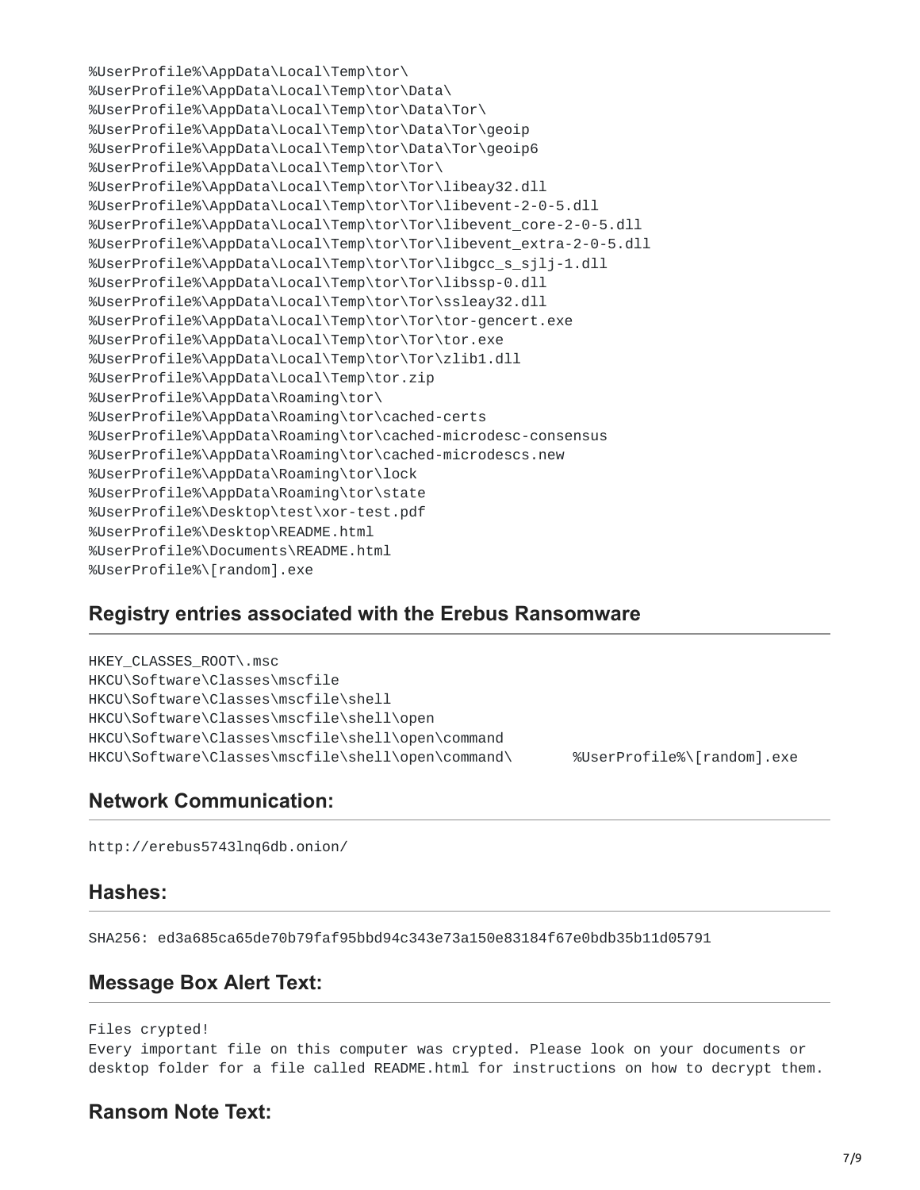```
%UserProfile%\AppData\Local\Temp\tor\
%UserProfile%\AppData\Local\Temp\tor\Data\
%UserProfile%\AppData\Local\Temp\tor\Data\Tor\
%UserProfile%\AppData\Local\Temp\tor\Data\Tor\geoip
%UserProfile%\AppData\Local\Temp\tor\Data\Tor\geoip6
%UserProfile%\AppData\Local\Temp\tor\Tor\
%UserProfile%\AppData\Local\Temp\tor\Tor\libeay32.dll
%UserProfile%\AppData\Local\Temp\tor\Tor\libevent-2-0-5.dll
%UserProfile%\AppData\Local\Temp\tor\Tor\libevent_core-2-0-5.dll
%UserProfile%\AppData\Local\Temp\tor\Tor\libevent_extra-2-0-5.dll
%UserProfile%\AppData\Local\Temp\tor\Tor\libgcc_s_sjlj-1.dll
%UserProfile%\AppData\Local\Temp\tor\Tor\libssp-0.dll
%UserProfile%\AppData\Local\Temp\tor\Tor\ssleay32.dll
%UserProfile%\AppData\Local\Temp\tor\Tor\tor-gencert.exe
%UserProfile%\AppData\Local\Temp\tor\Tor\tor.exe
%UserProfile%\AppData\Local\Temp\tor\Tor\zlib1.dll
%UserProfile%\AppData\Local\Temp\tor.zip
%UserProfile%\AppData\Roaming\tor\
%UserProfile%\AppData\Roaming\tor\cached-certs
%UserProfile%\AppData\Roaming\tor\cached-microdesc-consensus
%UserProfile%\AppData\Roaming\tor\cached-microdescs.new
%UserProfile%\AppData\Roaming\tor\lock
%UserProfile%\AppData\Roaming\tor\state
%UserProfile%\Desktop\test\xor-test.pdf
%UserProfile%\Desktop\README.html
%UserProfile%\Documents\README.html
%UserProfile%\[random].exe
```

## Registry entries associated with the Erebus Ransomware

```
HKEY_CLASSES_ROOT\.msc
HKCU\Software\Classes\mscfile
HKCU\Software\Classes\mscfile\shell
HKCU\Software\Classes\mscfile\shell\open
HKCU\Software\Classes\mscfile\shell\open\command
HKCU\Software\Classes\mscfile\shell\open\command\       %UserProfile%\[random].exe
```

## Network Communication:

```
http://erebus5743lnq6db.onion/
```

## Hashes:

```
SHA256: ed3a685ca65de70b79faf95bbd94c343e73a150e83184f67e0bdb35b11d05791
```

## Message Box Alert Text:

```
Files crypted!
Every important file on this computer was crypted. Please look on your documents or
desktop folder for a file called README.html for instructions on how to decrypt them.
```

## Ransom Note Text: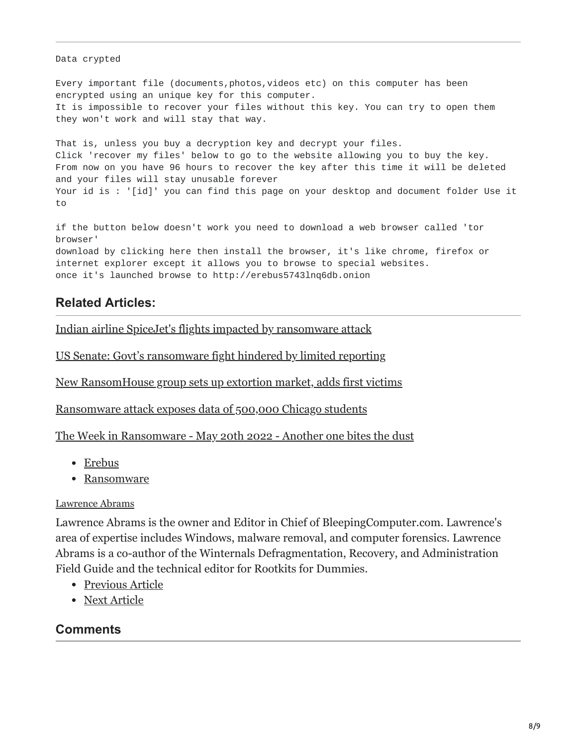```
Data crypted

Every important file (documents,photos,videos etc) on this computer has been
encrypted using an unique key for this computer.
It is impossible to recover your files without this key. You can try to open them
they won't work and will stay that way.

That is, unless you buy a decryption key and decrypt your files.
Click 'recover my files' below to go to the website allowing you to buy the key.
From now on you have 96 hours to recover the key after this time it will be deleted
and your files will stay unusable forever
Your id is : '[id]' you can find this page on your desktop and document folder Use it
to

if the button below doesn't work you need to download a web browser called 'tor
browser'
download by clicking here then install the browser, it's like chrome, firefox or
internet explorer except it allows you to browse to special websites.
once it's launched browse to http://erebus5743lnq6db.onion
```

## Related Articles:

Indian airline SpiceJet's flights impacted by ransomware attack

US Senate: Govt's ransomware fight hindered by limited reporting

New RansomHouse group sets up extortion market, adds first victims

Ransomware attack exposes data of 500,000 Chicago students

The Week in Ransomware - May 20th 2022 - Another one bites the dust

- Erebus
- Ransomware

Lawrence Abrams

Lawrence Abrams is the owner and Editor in Chief of BleepingComputer.com. Lawrence's area of expertise includes Windows, malware removal, and computer forensics. Lawrence Abrams is a co-author of the Winternals Defragmentation, Recovery, and Administration Field Guide and the technical editor for Rootkits for Dummies.

- Previous Article
- Next Article

## Comments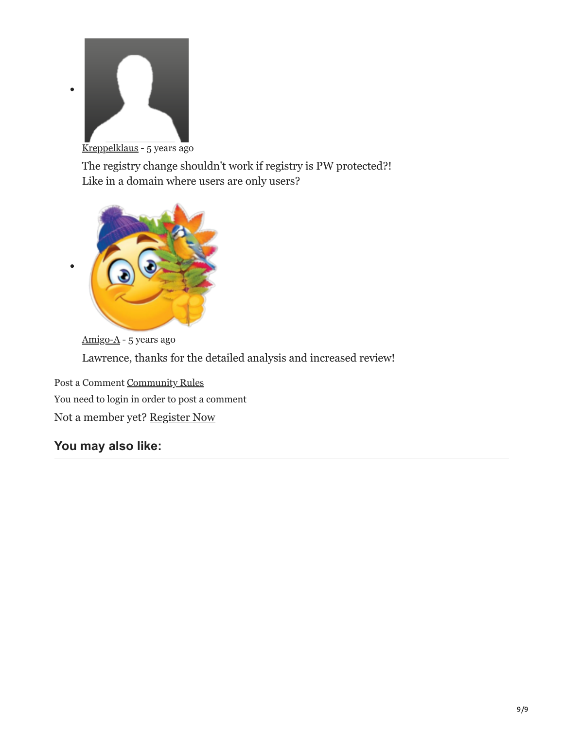- Kreppelklaus - 5 years ago

  The registry change shouldn't work if registry is PW protected?!
  Like in a domain where users are only users?

- Amigo-A - 5 years ago

  Lawrence, thanks for the detailed analysis and increased review!

Post a Comment Community Rules

You need to login in order to post a comment

Not a member yet? Register Now

## You may also like: